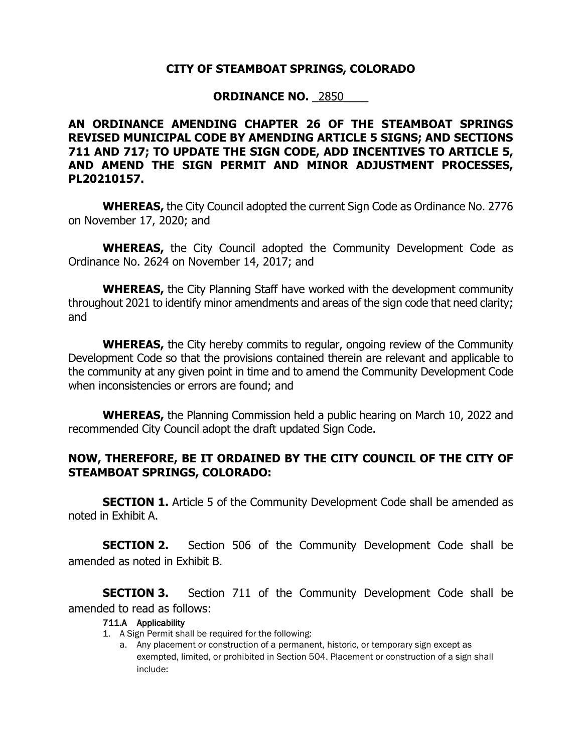# CITY OF STEAMBOAT SPRINGS, COLORADO

## ORDINANCE NO. 2850

**AN ORDINANCE AMENDING CHAPTER 26 OF THE STEAMBOAT SPRINGS REVISED MUNICIPAL CODE BY AMENDING ARTICLE 5 SIGNS; AND SECTIONS 711 AND 717; TO UPDATE THE SIGN CODE, ADD INCENTIVES TO ARTICLE 5, AND AMEND THE SIGN PERMIT AND MINOR ADJUSTMENT PROCESSES, PL20210157.**

**WHEREAS,** the City Council adopted the current Sign Code as Ordinance No. 2776 on November 17, 2020; and

**WHEREAS,** the City Council adopted the Community Development Code as Ordinance No. 2624 on November 14, 2017; and

**WHEREAS,** the City Planning Staff have worked with the development community throughout 2021 to identify minor amendments and areas of the sign code that need clarity; and

**WHEREAS,** the City hereby commits to regular, ongoing review of the Community Development Code so that the provisions contained therein are relevant and applicable to the community at any given point in time and to amend the Community Development Code when inconsistencies or errors are found; and

**WHEREAS,** the Planning Commission held a public hearing on March 10, 2022 and recommended City Council adopt the draft updated Sign Code.

**NOW, THEREFORE, BE IT ORDAINED BY THE CITY COUNCIL OF THE CITY OF STEAMBOAT SPRINGS, COLORADO:**

**SECTION 1.** Article 5 of the Community Development Code shall be amended as noted in Exhibit A.

**SECTION 2.** Section 506 of the Community Development Code shall be amended as noted in Exhibit B.

**SECTION 3.** Section 711 of the Community Development Code shall be amended to read as follows:

**711.A Applicability**

1. A Sign Permit shall be required for the following:
   a. Any placement or construction of a permanent, historic, or temporary sign except as exempted, limited, or prohibited in Section 504. Placement or construction of a sign shall include: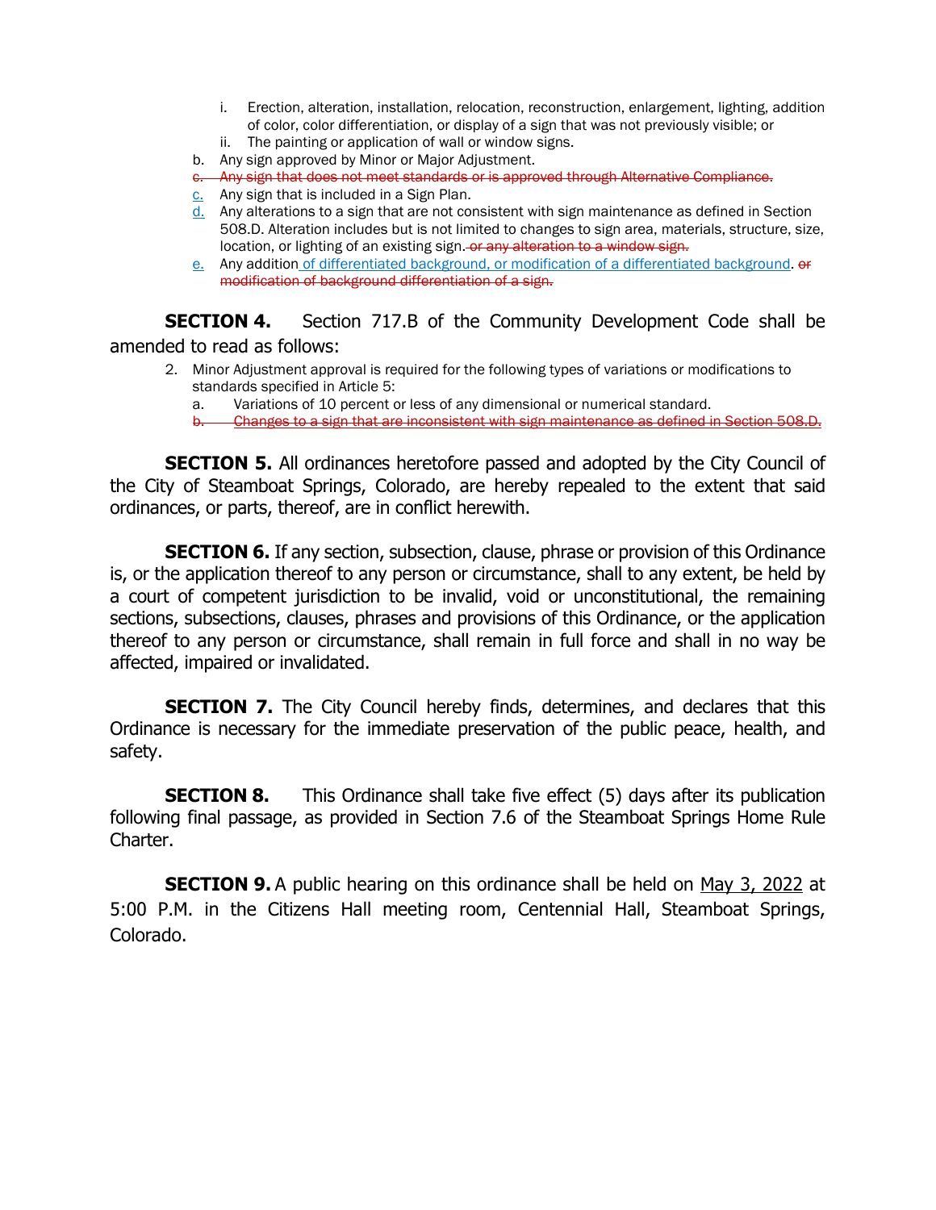i. Erection, alteration, installation, relocation, reconstruction, enlargement, lighting, addition of color, color differentiation, or display of a sign that was not previously visible; or

ii. The painting or application of wall or window signs.

b. Any sign approved by Minor or Major Adjustment.

~~c. Any sign that does not meet standards or is approved through Alternative Compliance.~~

c. Any sign that is included in a Sign Plan.

d. Any alterations to a sign that are not consistent with sign maintenance as defined in Section 508.D. Alteration includes but is not limited to changes to sign area, materials, structure, size, location, or lighting of an existing sign. ~~or any alteration to a window sign.~~

e. Any addition of differentiated background, or modification of a differentiated background. ~~or modification of background differentiation of a sign.~~

**SECTION 4.** Section 717.B of the Community Development Code shall be amended to read as follows:

2. Minor Adjustment approval is required for the following types of variations or modifications to standards specified in Article 5:

   a. Variations of 10 percent or less of any dimensional or numerical standard.

   ~~b. Changes to a sign that are inconsistent with sign maintenance as defined in Section 508.D.~~

**SECTION 5.** All ordinances heretofore passed and adopted by the City Council of the City of Steamboat Springs, Colorado, are hereby repealed to the extent that said ordinances, or parts, thereof, are in conflict herewith.

**SECTION 6.** If any section, subsection, clause, phrase or provision of this Ordinance is, or the application thereof to any person or circumstance, shall to any extent, be held by a court of competent jurisdiction to be invalid, void or unconstitutional, the remaining sections, subsections, clauses, phrases and provisions of this Ordinance, or the application thereof to any person or circumstance, shall remain in full force and shall in no way be affected, impaired or invalidated.

**SECTION 7.** The City Council hereby finds, determines, and declares that this Ordinance is necessary for the immediate preservation of the public peace, health, and safety.

**SECTION 8.** This Ordinance shall take five effect (5) days after its publication following final passage, as provided in Section 7.6 of the Steamboat Springs Home Rule Charter.

**SECTION 9.** A public hearing on this ordinance shall be held on May 3, 2022 at 5:00 P.M. in the Citizens Hall meeting room, Centennial Hall, Steamboat Springs, Colorado.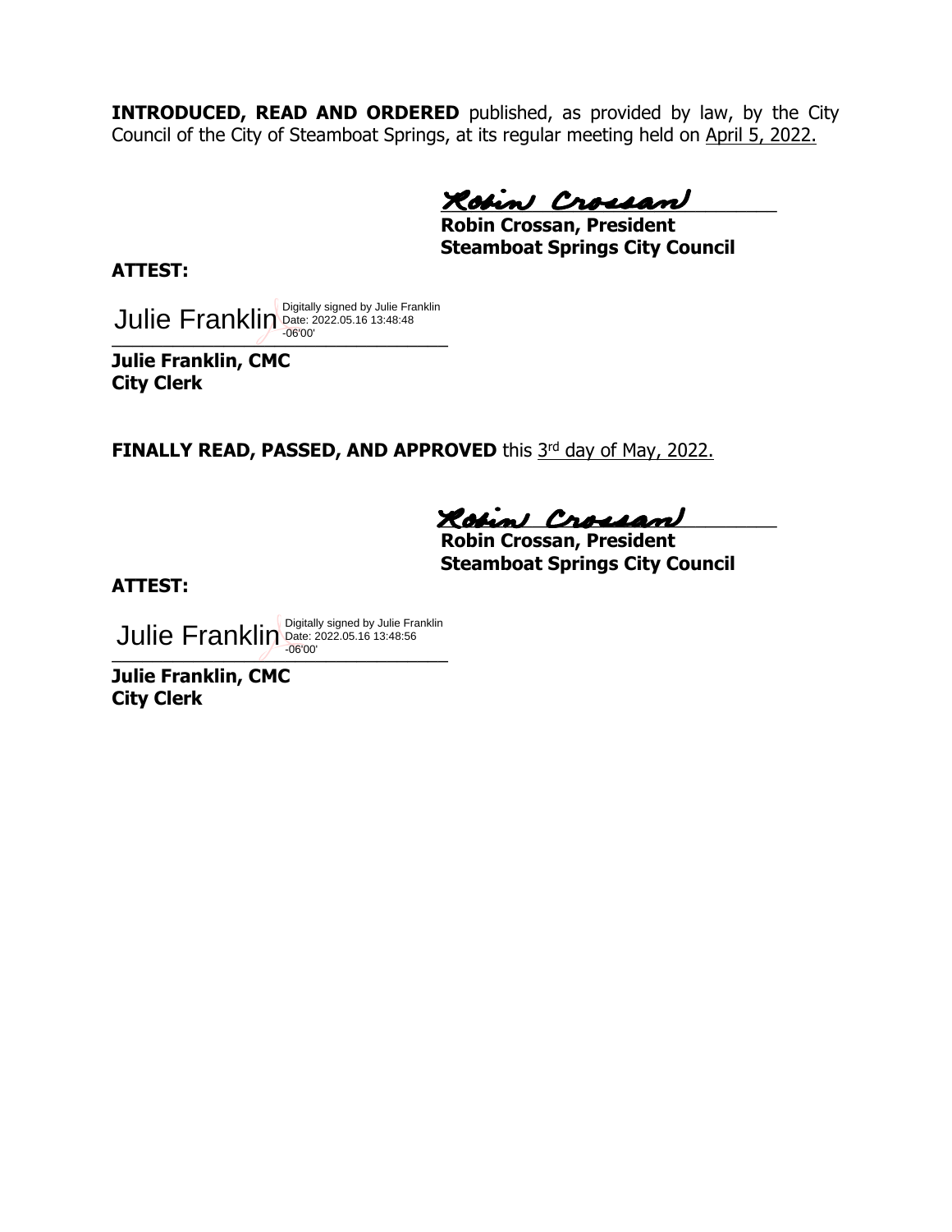**INTRODUCED, READ AND ORDERED** published, as provided by law, by the City Council of the City of Steamboat Springs, at its regular meeting held on April 5, 2022.

Robin Crossan

**Robin Crossan, President**
**Steamboat Springs City Council**

**ATTEST:**

Julie Franklin Digitally signed by Julie Franklin Date: 2022.05.16 13:48:48 -06'00'

**Julie Franklin, CMC**
**City Clerk**

**FINALLY READ, PASSED, AND APPROVED** this 3rd day of May, 2022.

Robin Crossan

**Robin Crossan, President**
**Steamboat Springs City Council**

**ATTEST:**

Julie Franklin Digitally signed by Julie Franklin Date: 2022.05.16 13:48:56 -06'00'

**Julie Franklin, CMC**
**City Clerk**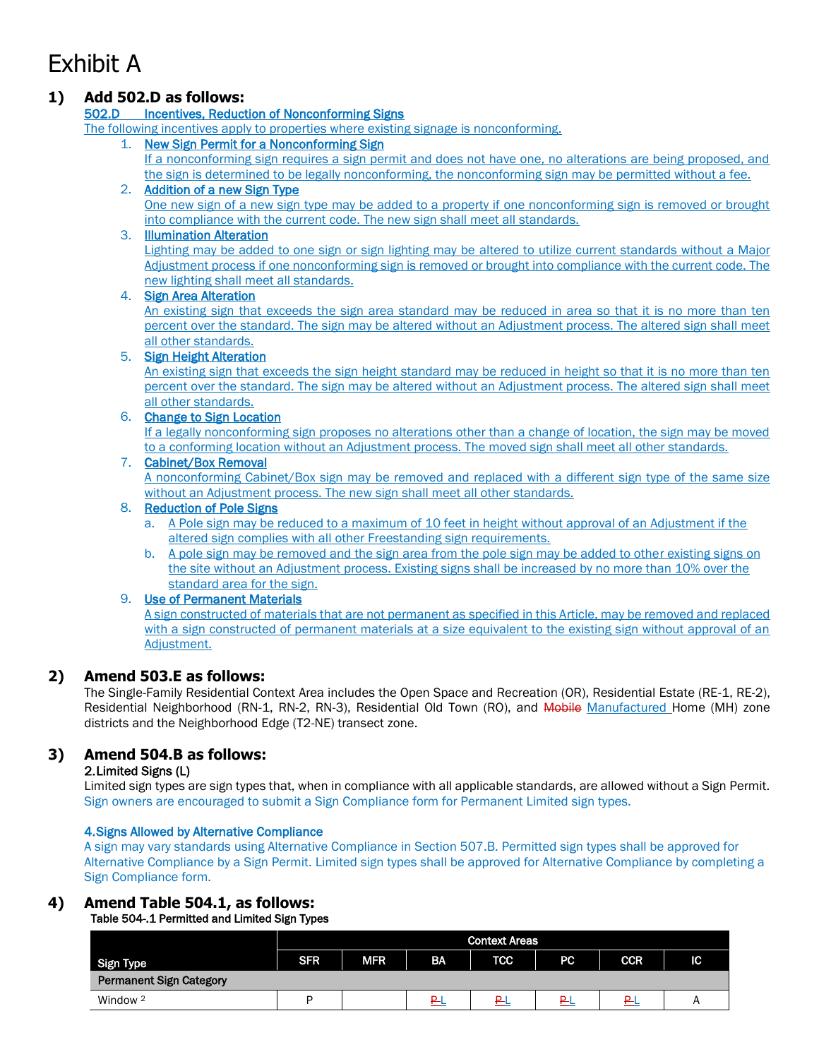# Exhibit A

## 1) Add 502.D as follows:

**502.D Incentives, Reduction of Nonconforming Signs**

The following incentives apply to properties where existing signage is nonconforming.

1. **New Sign Permit for a Nonconforming Sign**
   If a nonconforming sign requires a sign permit and does not have one, no alterations are being proposed, and the sign is determined to be legally nonconforming, the nonconforming sign may be permitted without a fee.
2. **Addition of a new Sign Type**
   One new sign of a new sign type may be added to a property if one nonconforming sign is removed or brought into compliance with the current code. The new sign shall meet all standards.
3. **Illumination Alteration**
   Lighting may be added to one sign or sign lighting may be altered to utilize current standards without a Major Adjustment process if one nonconforming sign is removed or brought into compliance with the current code. The new lighting shall meet all standards.
4. **Sign Area Alteration**
   An existing sign that exceeds the sign area standard may be reduced in area so that it is no more than ten percent over the standard. The sign may be altered without an Adjustment process. The altered sign shall meet all other standards.
5. **Sign Height Alteration**
   An existing sign that exceeds the sign height standard may be reduced in height so that it is no more than ten percent over the standard. The sign may be altered without an Adjustment process. The altered sign shall meet all other standards.
6. **Change to Sign Location**
   If a legally nonconforming sign proposes no alterations other than a change of location, the sign may be moved to a conforming location without an Adjustment process. The moved sign shall meet all other standards.
7. **Cabinet/Box Removal**
   A nonconforming Cabinet/Box sign may be removed and replaced with a different sign type of the same size without an Adjustment process. The new sign shall meet all other standards.
8. **Reduction of Pole Signs**
   a. A Pole sign may be reduced to a maximum of 10 feet in height without approval of an Adjustment if the altered sign complies with all other Freestanding sign requirements.
   b. A pole sign may be removed and the sign area from the pole sign may be added to other existing signs on the site without an Adjustment process. Existing signs shall be increased by no more than 10% over the standard area for the sign.
9. **Use of Permanent Materials**
   A sign constructed of materials that are not permanent as specified in this Article, may be removed and replaced with a sign constructed of permanent materials at a size equivalent to the existing sign without approval of an Adjustment.

## 2) Amend 503.E as follows:

The Single-Family Residential Context Area includes the Open Space and Recreation (OR), Residential Estate (RE-1, RE-2), Residential Neighborhood (RN-1, RN-2, RN-3), Residential Old Town (RO), and ~~Mobile~~ Manufactured Home (MH) zone districts and the Neighborhood Edge (T2-NE) transect zone.

## 3) Amend 504.B as follows:

2.Limited Signs (L)

Limited sign types are sign types that, when in compliance with all applicable standards, are allowed without a Sign Permit. Sign owners are encouraged to submit a Sign Compliance form for Permanent Limited sign types.

4.Signs Allowed by Alternative Compliance

A sign may vary standards using Alternative Compliance in Section 507.B. Permitted sign types shall be approved for Alternative Compliance by a Sign Permit. Limited sign types shall be approved for Alternative Compliance by completing a Sign Compliance form.

## 4) Amend Table 504.1, as follows:

Table 504-.1 Permitted and Limited Sign Types

| Sign Type | Context Areas | | | | | | |
|---|---|---|---|---|---|---|---|
| | SFR | MFR | BA | TCC | PC | CCR | IC |
| **Permanent Sign Category** | | | | | | | |
| Window [2] | P | | ~~P~~L | ~~P~~L | ~~P~~L | ~~P~~L | A |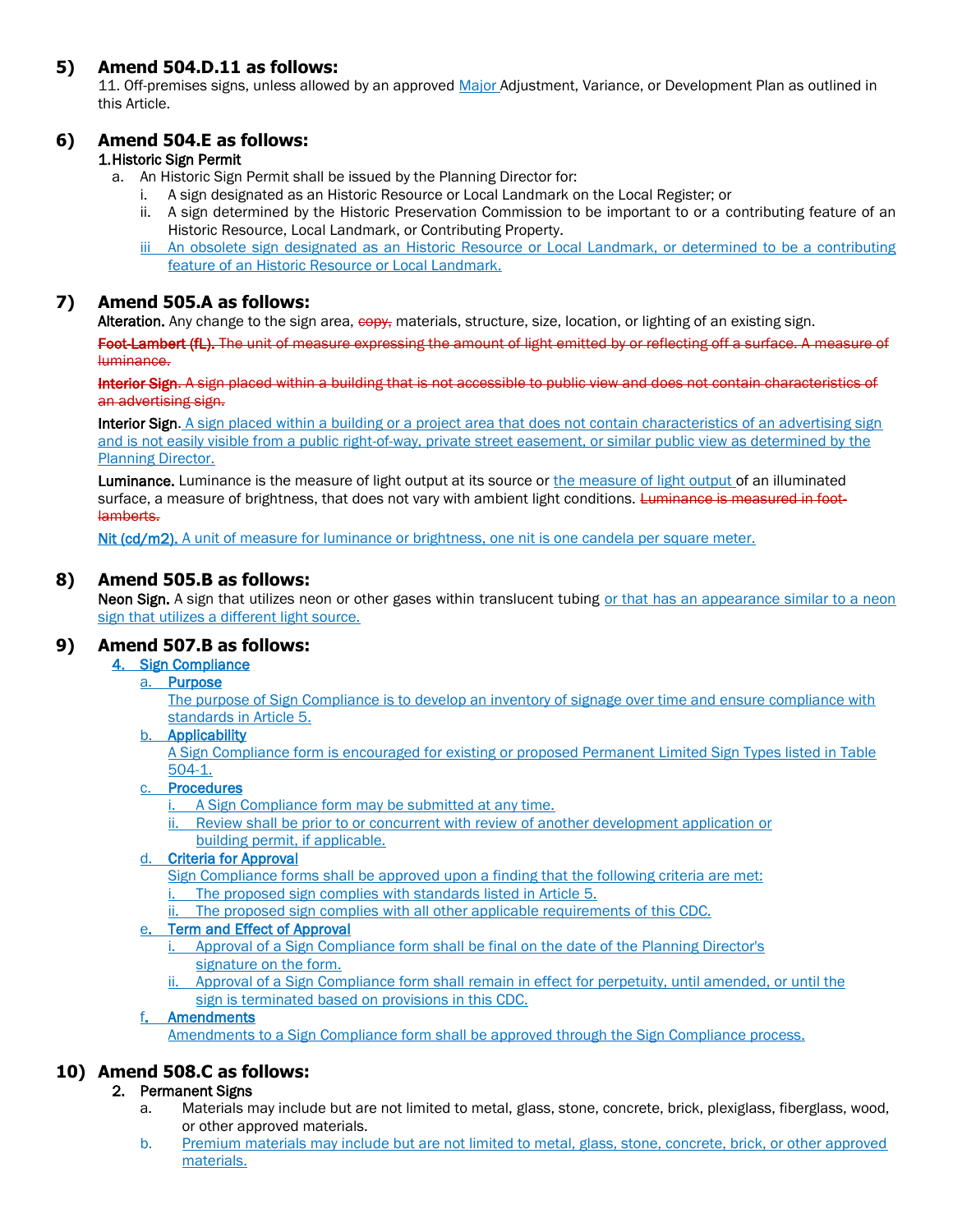## 5) Amend 504.D.11 as follows:

11. Off-premises signs, unless allowed by an approved Major Adjustment, Variance, or Development Plan as outlined in this Article.

## 6) Amend 504.E as follows:

**1. Historic Sign Permit**

a. An Historic Sign Permit shall be issued by the Planning Director for:

i. A sign designated as an Historic Resource or Local Landmark on the Local Register; or

ii. A sign determined by the Historic Preservation Commission to be important to or a contributing feature of an Historic Resource, Local Landmark, or Contributing Property.

iii An obsolete sign designated as an Historic Resource or Local Landmark, or determined to be a contributing feature of an Historic Resource or Local Landmark.

## 7) Amend 505.A as follows:

**Alteration.** Any change to the sign area, ~~copy,~~ materials, structure, size, location, or lighting of an existing sign.

~~**Foot-Lambert (fL).** The unit of measure expressing the amount of light emitted by or reflecting off a surface. A measure of luminance.~~

~~**Interior Sign**. A sign placed within a building that is not accessible to public view and does not contain characteristics of an advertising sign.~~

**Interior Sign**. A sign placed within a building or a project area that does not contain characteristics of an advertising sign and is not easily visible from a public right-of-way, private street easement, or similar public view as determined by the Planning Director.

**Luminance.** Luminance is the measure of light output at its source or the measure of light output of an illuminated surface, a measure of brightness, that does not vary with ambient light conditions. ~~Luminance is measured in foot-lamberts.~~

**Nit (cd/m2).** A unit of measure for luminance or brightness, one nit is one candela per square meter.

## 8) Amend 505.B as follows:

**Neon Sign.** A sign that utilizes neon or other gases within translucent tubing or that has an appearance similar to a neon sign that utilizes a different light source.

## 9) Amend 507.B as follows:

**4. Sign Compliance**

a. **Purpose**

The purpose of Sign Compliance is to develop an inventory of signage over time and ensure compliance with standards in Article 5.

b. **Applicability**

A Sign Compliance form is encouraged for existing or proposed Permanent Limited Sign Types listed in Table 504-1.

c. **Procedures**

i. A Sign Compliance form may be submitted at any time.

ii. Review shall be prior to or concurrent with review of another development application or building permit, if applicable.

d. **Criteria for Approval**

Sign Compliance forms shall be approved upon a finding that the following criteria are met:

i. The proposed sign complies with standards listed in Article 5.

ii. The proposed sign complies with all other applicable requirements of this CDC.

e. **Term and Effect of Approval**

i. Approval of a Sign Compliance form shall be final on the date of the Planning Director's signature on the form.

ii. Approval of a Sign Compliance form shall remain in effect for perpetuity, until amended, or until the sign is terminated based on provisions in this CDC.

f. **Amendments**

Amendments to a Sign Compliance form shall be approved through the Sign Compliance process.

## 10) Amend 508.C as follows:

**2. Permanent Signs**

a. Materials may include but are not limited to metal, glass, stone, concrete, brick, plexiglass, fiberglass, wood, or other approved materials.

b. Premium materials may include but are not limited to metal, glass, stone, concrete, brick, or other approved materials.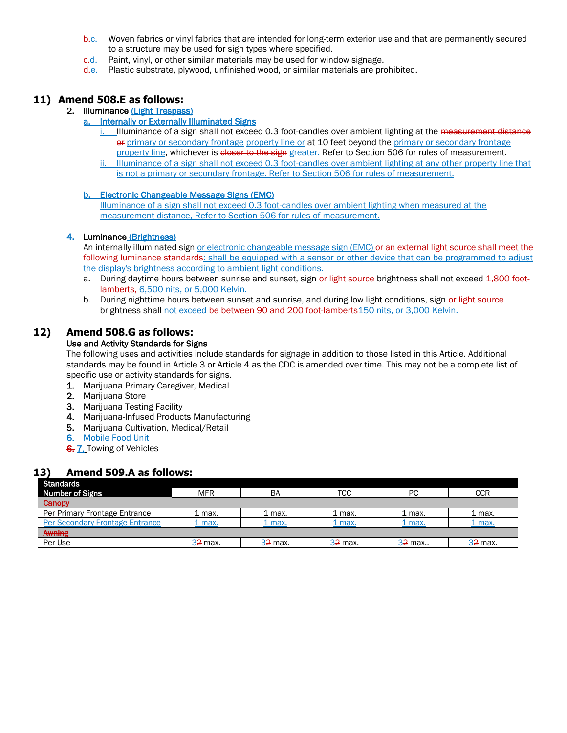b.c. Woven fabrics or vinyl fabrics that are intended for long-term exterior use and that are permanently secured to a structure may be used for sign types where specified.

c.d. Paint, vinyl, or other similar materials may be used for window signage.

d.e. Plastic substrate, plywood, unfinished wood, or similar materials are prohibited.

## 11) Amend 508.E as follows:

2. **Illuminance (Light Trespass)**

   **a. Internally or Externally Illuminated Signs**

   i. Illuminance of a sign shall not exceed 0.3 foot-candles over ambient lighting at the ~~measurement distance or~~ primary or secondary frontage property line or at 10 feet beyond the primary or secondary frontage property line, whichever is ~~closer to the sign~~ greater. Refer to Section 506 for rules of measurement.

   ii. Illuminance of a sign shall not exceed 0.3 foot-candles over ambient lighting at any other property line that is not a primary or secondary frontage. Refer to Section 506 for rules of measurement.

   **b. Electronic Changeable Message Signs (EMC)**

   Illuminance of a sign shall not exceed 0.3 foot-candles over ambient lighting when measured at the measurement distance, Refer to Section 506 for rules of measurement.

4. **Luminance (Brightness)**

   An internally illuminated sign or electronic changeable message sign (EMC) ~~or an external light source shall meet the following luminance standards:~~ shall be equipped with a sensor or other device that can be programmed to adjust the display's brightness according to ambient light conditions.

   a. During daytime hours between sunrise and sunset, sign ~~or light source~~ brightness shall not exceed ~~1,800 foot-lamberts,~~ 6,500 nits, or 5,000 Kelvin.

   b. During nighttime hours between sunset and sunrise, and during low light conditions, sign ~~or light source~~ brightness shall not exceed ~~be between 90 and 200 foot-lamberts~~150 nits, or 3,000 Kelvin.

## 12) Amend 508.G as follows:

**Use and Activity Standards for Signs**

The following uses and activities include standards for signage in addition to those listed in this Article. Additional standards may be found in Article 3 or Article 4 as the CDC is amended over time. This may not be a complete list of specific use or activity standards for signs.

1. Marijuana Primary Caregiver, Medical
2. Marijuana Store
3. Marijuana Testing Facility
4. Marijuana-Infused Products Manufacturing
5. Marijuana Cultivation, Medical/Retail
6. Mobile Food Unit
7. ~~6.~~ 7. Towing of Vehicles

## 13) Amend 509.A as follows:

| Standards<br>Number of Signs | MFR | BA | TCC | PC | CCR |
|---|---|---|---|---|---|
| ~~Canopy~~ | | | | | |
| Per Primary Frontage Entrance | 1 max. | 1 max. | 1 max. | 1 max. | 1 max. |
| Per Secondary Frontage Entrance | 1 max. | 1 max. | 1 max. | 1 max. | 1 max. |
| ~~Awning~~ | | | | | |
| Per Use | 3~~2~~ max. | 3~~2~~ max. | 3~~2~~ max. | 3~~2~~ max.. | 3~~2~~ max. |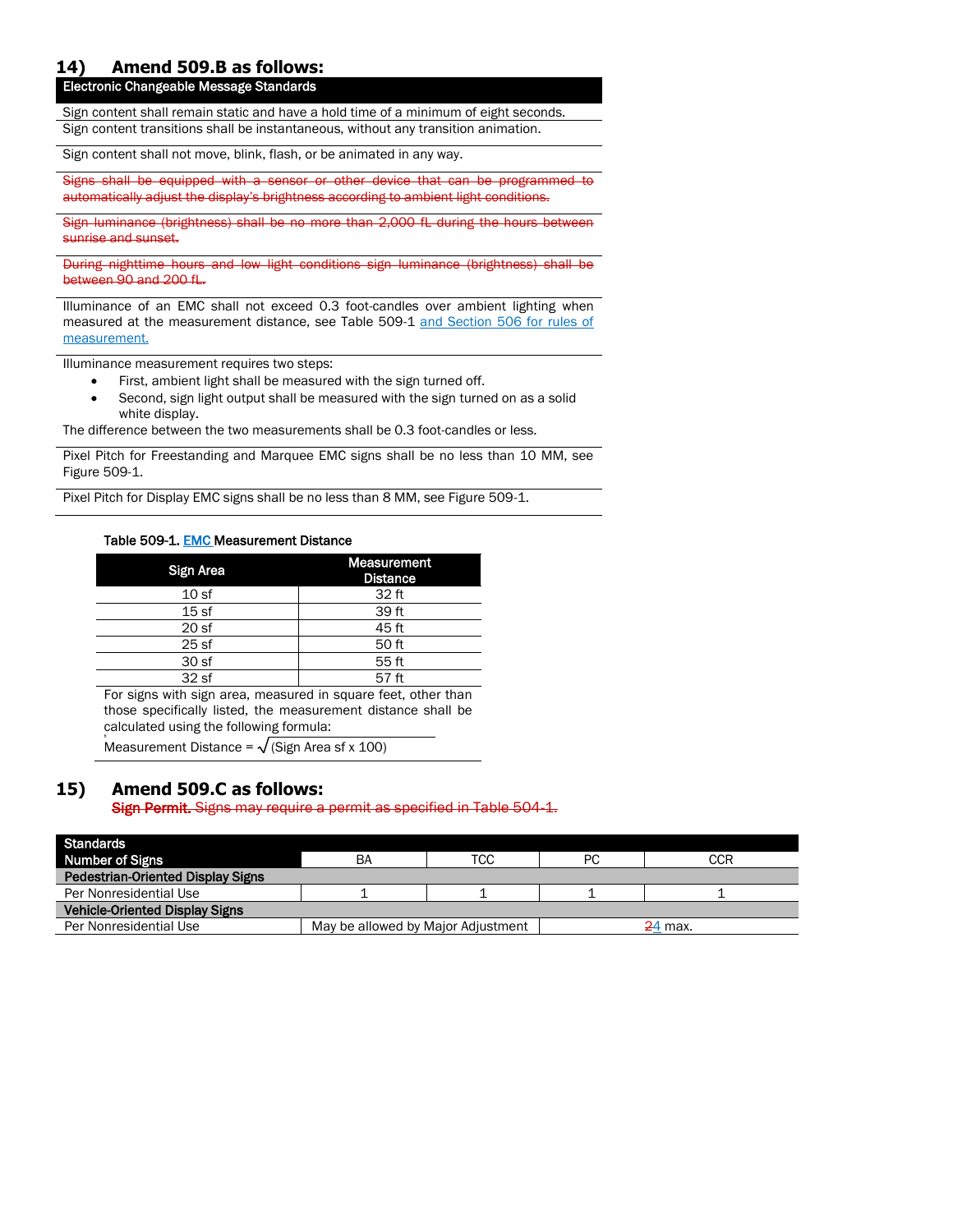## 14) Amend 509.B as follows:

| Electronic Changeable Message Standards |
|---|
| Sign content shall remain static and have a hold time of a minimum of eight seconds. |
| Sign content transitions shall be instantaneous, without any transition animation. |
| Sign content shall not move, blink, flash, or be animated in any way. |
| ~~Signs shall be equipped with a sensor or other device that can be programmed to automatically adjust the display's brightness according to ambient light conditions.~~ |
| ~~Sign luminance (brightness) shall be no more than 2,000 fL during the hours between sunrise and sunset.~~ |
| ~~During nighttime hours and low light conditions sign luminance (brightness) shall be between 90 and 200 fL.~~ |
| Illuminance of an EMC shall not exceed 0.3 foot-candles over ambient lighting when measured at the measurement distance, see Table 509-1 <u>and Section 506 for rules of measurement.</u> |
| Illuminance measurement requires two steps:<br>• First, ambient light shall be measured with the sign turned off.<br>• Second, sign light output shall be measured with the sign turned on as a solid white display.<br>The difference between the two measurements shall be 0.3 foot-candles or less. |
| Pixel Pitch for Freestanding and Marquee EMC signs shall be no less than 10 MM, see Figure 509-1. |
| Pixel Pitch for Display EMC signs shall be no less than 8 MM, see Figure 509-1. |

**Table 509-1.** <u>EMC</u> **Measurement Distance**

| Sign Area | Measurement Distance |
|---|---|
| 10 sf | 32 ft |
| 15 sf | 39 ft |
| 20 sf | 45 ft |
| 25 sf | 50 ft |
| 30 sf | 55 ft |
| 32 sf | 57 ft |

For signs with sign area, measured in square feet, other than those specifically listed, the measurement distance shall be calculated using the following formula:

Measurement Distance = $\sqrt{(\text{Sign Area sf} \times 100)}$

## 15) Amend 509.C as follows:

~~**Sign Permit.** Signs may require a permit as specified in Table 504-1.~~

| Standards<br>Number of Signs | BA | TCC | PC | CCR |
|---|---|---|---|---|
| **Pedestrian-Oriented Display Signs** | | | | |
| Per Nonresidential Use | 1 | 1 | 1 | 1 |
| **Vehicle-Oriented Display Signs** | | | | |
| Per Nonresidential Use | May be allowed by Major Adjustment | | ~~2~~<u>4</u> max. | |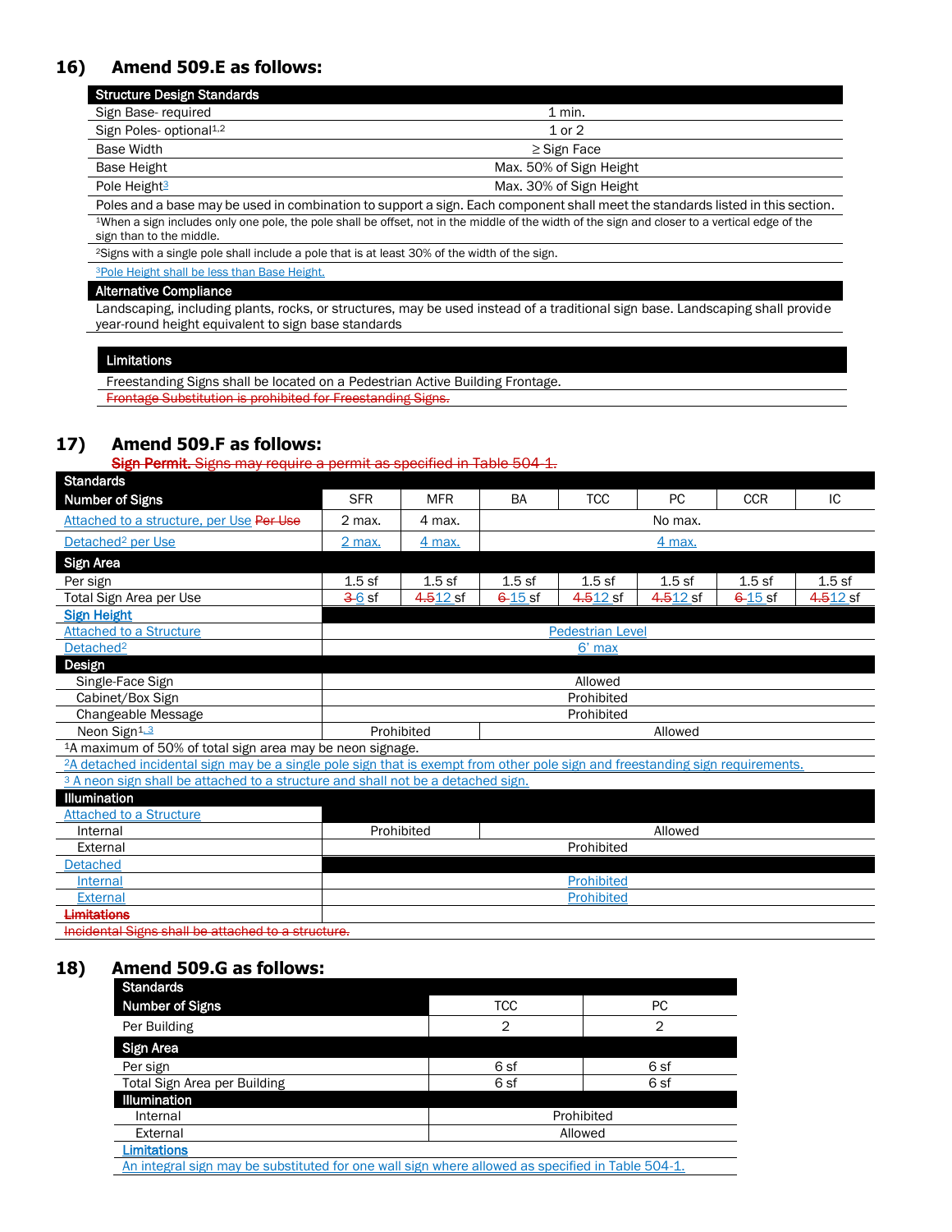## 16) Amend 509.E as follows:

| Structure Design Standards | |
|---|---|
| Sign Base- required | 1 min. |
| Sign Poles- optional[1,2] | 1 or 2 |
| Base Width | ≥ Sign Face |
| Base Height | Max. 50% of Sign Height |
| Pole Height[3] | Max. 30% of Sign Height |
| Poles and a base may be used in combination to support a sign. Each component shall meet the standards listed in this section. | |
| [1]When a sign includes only one pole, the pole shall be offset, not in the middle of the width of the sign and closer to a vertical edge of the sign than to the middle. | |
| [2]Signs with a single pole shall include a pole that is at least 30% of the width of the sign. | |
| [3]Pole Height shall be less than Base Height. | |
| **Alternative Compliance** | |
| Landscaping, including plants, rocks, or structures, may be used instead of a traditional sign base. Landscaping shall provide year-round height equivalent to sign base standards | |

| Limitations |
|---|
| Freestanding Signs shall be located on a Pedestrian Active Building Frontage. |
| ~~Frontage Substitution is prohibited for Freestanding Signs.~~ |

## 17) Amend 509.F as follows:

~~**Sign Permit.** Signs may require a permit as specified in Table 504-1.~~

| Standards | | | | | | | |
|---|---|---|---|---|---|---|---|
| **Number of Signs** | SFR | MFR | BA | TCC | PC | CCR | IC |
| Attached to a structure, per Use ~~Per Use~~ | 2 max. | 4 max. | No max. | | | | |
| Detached[2] per Use | 2 max. | 4 max. | 4 max. | | | | |
| **Sign Area** | | | | | | | |
| Per sign | 1.5 sf | 1.5 sf | 1.5 sf | 1.5 sf | 1.5 sf | 1.5 sf | 1.5 sf |
| Total Sign Area per Use | ~~3~~ 6 sf | ~~4.5~~12 sf | ~~6~~ 15 sf | ~~4.5~~12 sf | ~~4.5~~12 sf | ~~6~~ 15 sf | ~~4.5~~12 sf |
| **Sign Height** | | | | | | | |
| Attached to a Structure | Pedestrian Level | | | | | | |
| Detached[2] | 6' max | | | | | | |
| **Design** | | | | | | | |
| Single-Face Sign | Allowed | | | | | | |
| Cabinet/Box Sign | Prohibited | | | | | | |
| Changeable Message | Prohibited | | | | | | |
| Neon Sign[1,3] | Prohibited | | Allowed | | | | |
| [1]A maximum of 50% of total sign area may be neon signage. | | | | | | | |
| [2]A detached incidental sign may be a single pole sign that is exempt from other pole sign and freestanding sign requirements. | | | | | | | |
| [3] A neon sign shall be attached to a structure and shall not be a detached sign. | | | | | | | |
| **Illumination** | | | | | | | |
| Attached to a Structure | | | | | | | |
| Internal | Prohibited | | Allowed | | | | |
| External | Prohibited | | | | | | |
| Detached | | | | | | | |
| Internal | Prohibited | | | | | | |
| External | Prohibited | | | | | | |
| ~~**Limitations**~~ | | | | | | | |
| ~~Incidental Signs shall be attached to a structure.~~ | | | | | | | |

## 18) Amend 509.G as follows:

| Standards | | |
|---|---|---|
| **Number of Signs** | TCC | PC |
| Per Building | 2 | 2 |
| **Sign Area** | | |
| Per sign | 6 sf | 6 sf |
| Total Sign Area per Building | 6 sf | 6 sf |
| **Illumination** | | |
| Internal | Prohibited | |
| External | Allowed | |
| **Limitations** | | |
| An integral sign may be substituted for one wall sign where allowed as specified in Table 504-1. | | |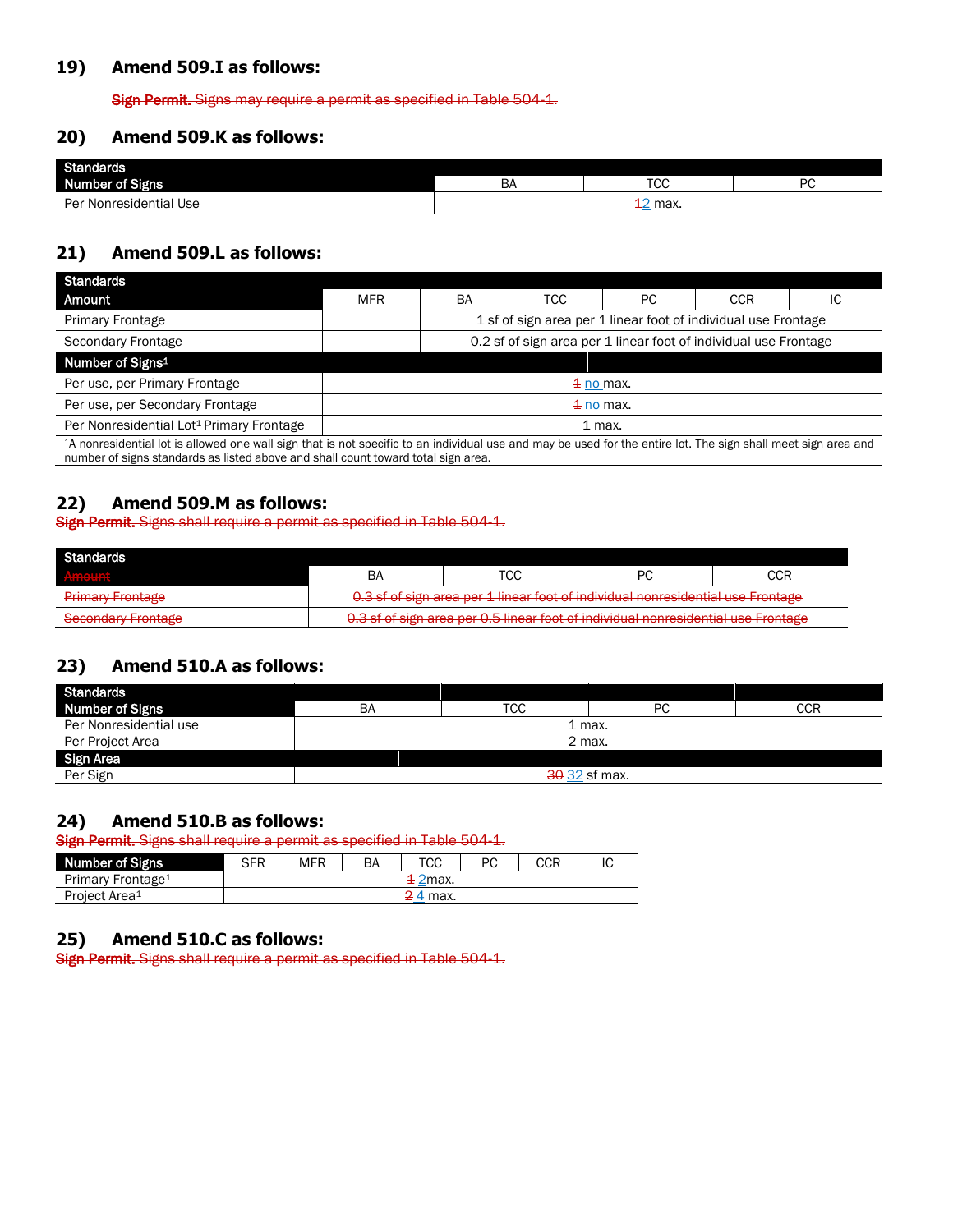## 19) Amend 509.I as follows:

~~**Sign Permit.** Signs may require a permit as specified in Table 504-1.~~

## 20) Amend 509.K as follows:

| Standards<br>Number of Signs | BA | TCC | PC |
|---|---|---|---|
| Per Nonresidential Use | ~~1~~2 max. | | |

## 21) Amend 509.L as follows:

| Standards<br>Amount | MFR | BA | TCC | PC | CCR | IC |
|---|---|---|---|---|---|---|
| Primary Frontage | | 1 sf of sign area per 1 linear foot of individual use Frontage | | | | |
| Secondary Frontage | | 0.2 sf of sign area per 1 linear foot of individual use Frontage | | | | |
| **Number of Signs[1]** | | | | | | |
| Per use, per Primary Frontage | ~~1~~ no max. | | | | | |
| Per use, per Secondary Frontage | ~~1~~ no max. | | | | | |
| Per Nonresidential Lot[1] Primary Frontage | 1 max. | | | | | |

[1]A nonresidential lot is allowed one wall sign that is not specific to an individual use and may be used for the entire lot. The sign shall meet sign area and number of signs standards as listed above and shall count toward total sign area.

## 22) Amend 509.M as follows:

~~**Sign Permit.** Signs shall require a permit as specified in Table 504-1.~~

| Standards<br>~~Amount~~ | BA | TCC | PC | CCR |
|---|---|---|---|---|
| ~~Primary Frontage~~ | ~~0.3 sf of sign area per 1 linear foot of individual nonresidential use Frontage~~ | | | |
| ~~Secondary Frontage~~ | ~~0.3 sf of sign area per 0.5 linear foot of individual nonresidential use Frontage~~ | | | |

## 23) Amend 510.A as follows:

| Standards<br>Number of Signs | BA | TCC | PC | CCR |
|---|---|---|---|---|
| Per Nonresidential use | 1 max. | | | |
| Per Project Area | 2 max. | | | |
| **Sign Area** | | | | |
| Per Sign | ~~30~~ 32 sf max. | | | |

## 24) Amend 510.B as follows:

~~**Sign Permit.** Signs shall require a permit as specified in Table 504-1.~~

| Number of Signs | SFR | MFR | BA | TCC | PC | CCR | IC |
|---|---|---|---|---|---|---|---|
| Primary Frontage[1] | ~~1~~ 2max. | | | | | | |
| Project Area[1] | ~~2~~ 4 max. | | | | | | |

## 25) Amend 510.C as follows:

~~**Sign Permit.** Signs shall require a permit as specified in Table 504-1.~~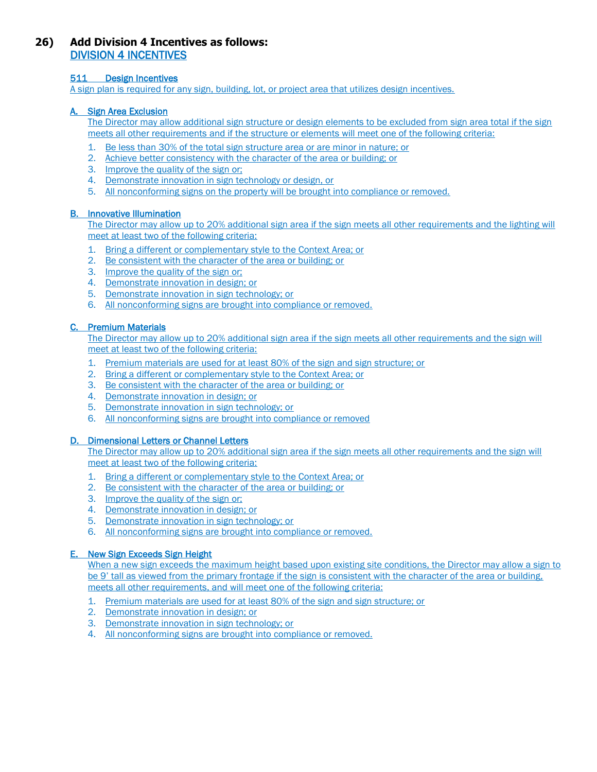## 26) Add Division 4 Incentives as follows:

## DIVISION 4 INCENTIVES

### 511 Design Incentives

A sign plan is required for any sign, building, lot, or project area that utilizes design incentives.

#### A. Sign Area Exclusion

The Director may allow additional sign structure or design elements to be excluded from sign area total if the sign meets all other requirements and if the structure or elements will meet one of the following criteria:

1. Be less than 30% of the total sign structure area or are minor in nature; or
2. Achieve better consistency with the character of the area or building; or
3. Improve the quality of the sign or;
4. Demonstrate innovation in sign technology or design, or
5. All nonconforming signs on the property will be brought into compliance or removed.

#### B. Innovative Illumination

The Director may allow up to 20% additional sign area if the sign meets all other requirements and the lighting will meet at least two of the following criteria:

1. Bring a different or complementary style to the Context Area; or
2. Be consistent with the character of the area or building; or
3. Improve the quality of the sign or;
4. Demonstrate innovation in design; or
5. Demonstrate innovation in sign technology; or
6. All nonconforming signs are brought into compliance or removed.

#### C. Premium Materials

The Director may allow up to 20% additional sign area if the sign meets all other requirements and the sign will meet at least two of the following criteria:

1. Premium materials are used for at least 80% of the sign and sign structure; or
2. Bring a different or complementary style to the Context Area; or
3. Be consistent with the character of the area or building; or
4. Demonstrate innovation in design; or
5. Demonstrate innovation in sign technology; or
6. All nonconforming signs are brought into compliance or removed

#### D. Dimensional Letters or Channel Letters

The Director may allow up to 20% additional sign area if the sign meets all other requirements and the sign will meet at least two of the following criteria:

1. Bring a different or complementary style to the Context Area; or
2. Be consistent with the character of the area or building; or
3. Improve the quality of the sign or;
4. Demonstrate innovation in design; or
5. Demonstrate innovation in sign technology; or
6. All nonconforming signs are brought into compliance or removed.

#### E. New Sign Exceeds Sign Height

When a new sign exceeds the maximum height based upon existing site conditions, the Director may allow a sign to be 9' tall as viewed from the primary frontage if the sign is consistent with the character of the area or building, meets all other requirements, and will meet one of the following criteria:

1. Premium materials are used for at least 80% of the sign and sign structure; or
2. Demonstrate innovation in design; or
3. Demonstrate innovation in sign technology; or
4. All nonconforming signs are brought into compliance or removed.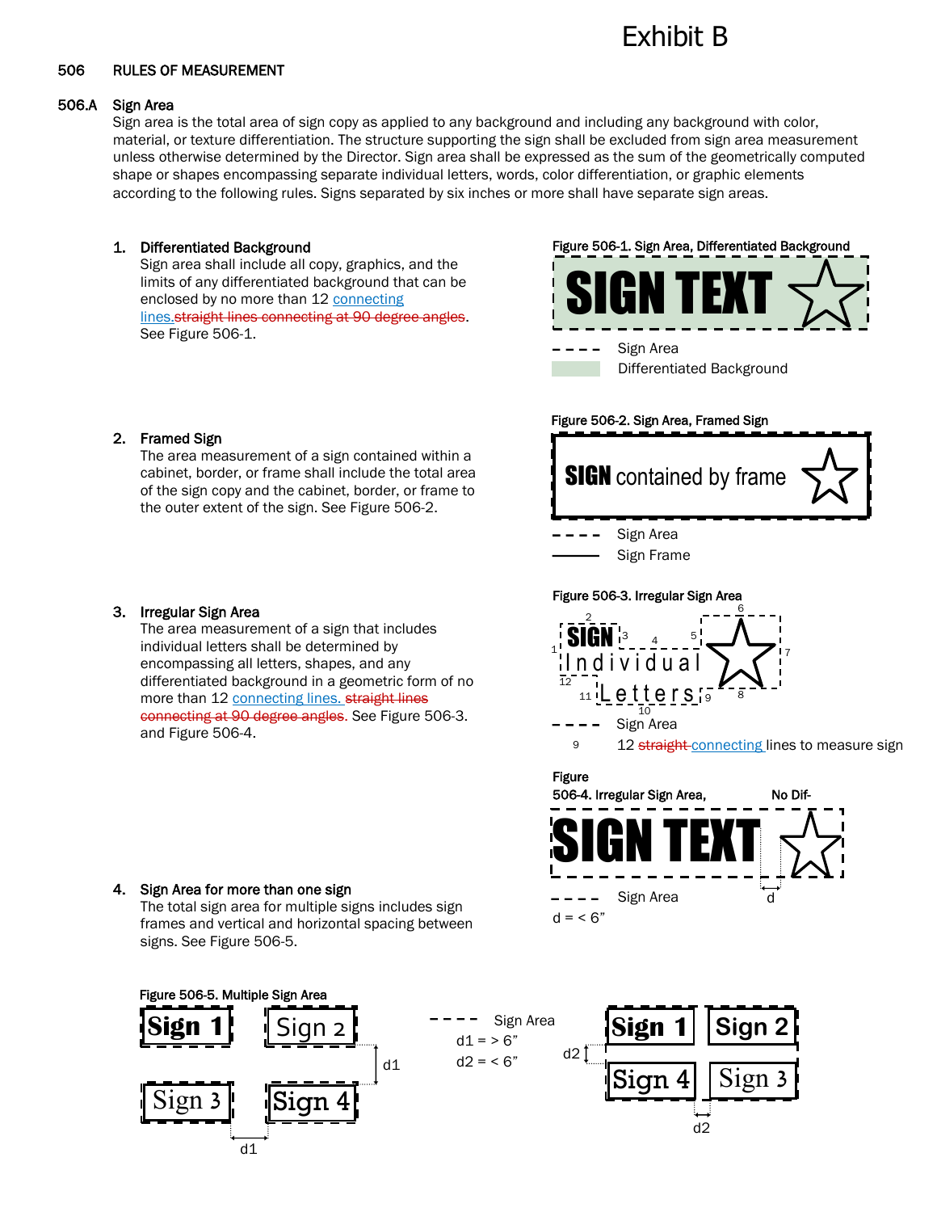# Exhibit B

## 506 RULES OF MEASUREMENT

### 506.A Sign Area

Sign area is the total area of sign copy as applied to any background and including any background with color, material, or texture differentiation. The structure supporting the sign shall be excluded from sign area measurement unless otherwise determined by the Director. Sign area shall be expressed as the sum of the geometrically computed shape or shapes encompassing separate individual letters, words, color differentiation, or graphic elements according to the following rules. Signs separated by six inches or more shall have separate sign areas.

1. **Differentiated Background**
   Sign area shall include all copy, graphics, and the limits of any differentiated background that can be enclosed by no more than 12 connecting lines.~~straight lines connecting at 90 degree angles~~. See Figure 506-1.

Figure 506-1. Sign Area, Differentiated Background

SIGN TEXT

- - - - Sign Area

Differentiated Background

2. **Framed Sign**
   The area measurement of a sign contained within a cabinet, border, or frame shall include the total area of the sign copy and the cabinet, border, or frame to the outer extent of the sign. See Figure 506-2.

Figure 506-2. Sign Area, Framed Sign

SIGN contained by frame

- - - - Sign Area

——— Sign Frame

3. **Irregular Sign Area**
   The area measurement of a sign that includes individual letters shall be determined by encompassing all letters, shapes, and any differentiated background in a geometric form of no more than 12 connecting lines. ~~straight lines connecting at 90 degree angles~~. See Figure 506-3. and Figure 506-4.

Figure 506-3. Irregular Sign Area

SIGN Individual Letters

1 2 3 4 5 6 7 8 9 10 11 12

- - - - Sign Area

9 12 ~~straight~~ connecting lines to measure sign

Figure 506-4. Irregular Sign Area, No Dif-

SIGN TEXT

- - - - Sign Area

d

d = < 6"

4. **Sign Area for more than one sign**
   The total sign area for multiple signs includes sign frames and vertical and horizontal spacing between signs. See Figure 506-5.

Figure 506-5. Multiple Sign Area

Sign 1 Sign 2 Sign 3 Sign 4

d1

d1

- - - - Sign Area

d1 = > 6"

d2 = < 6"

Sign 1 Sign 2 Sign 4 Sign 3

d2

d2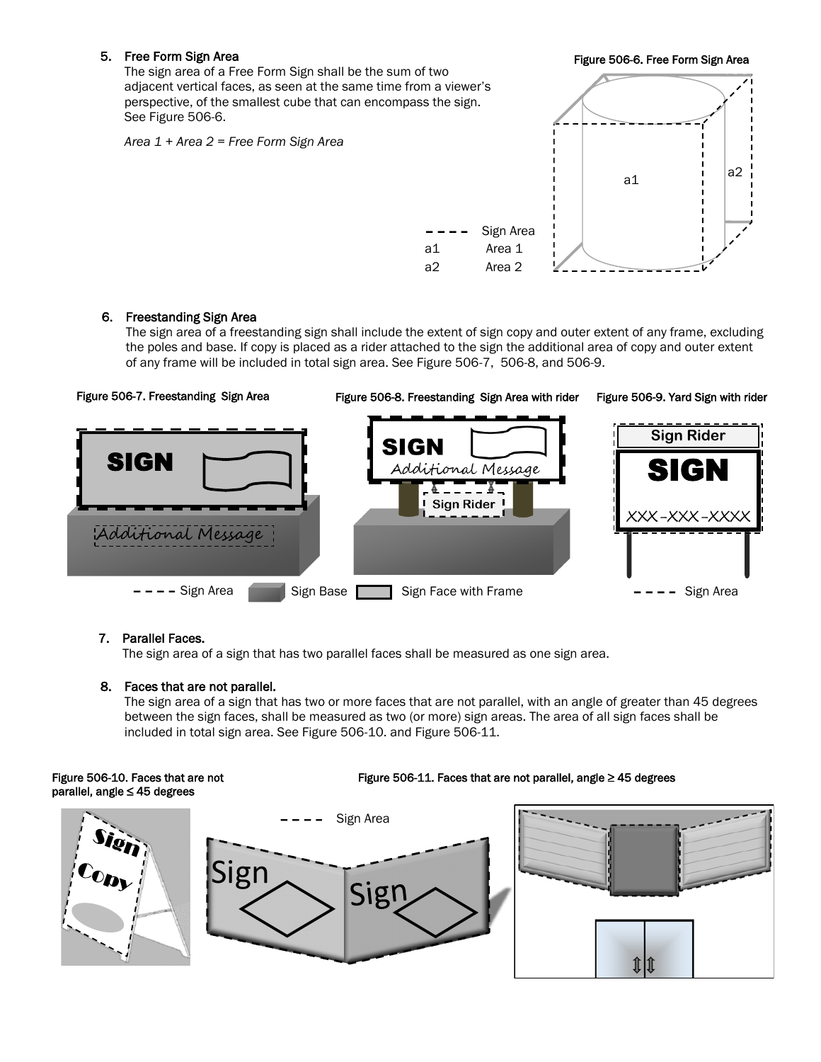5. **Free Form Sign Area**

   The sign area of a Free Form Sign shall be the sum of two adjacent vertical faces, as seen at the same time from a viewer's perspective, of the smallest cube that can encompass the sign. See Figure 506-6.

   *Area 1 + Area 2 = Free Form Sign Area*

**Figure 506-6. Free Form Sign Area**

a1

a2

- - - - Sign Area

a1 Area 1

a2 Area 2

6. **Freestanding Sign Area**

   The sign area of a freestanding sign shall include the extent of sign copy and outer extent of any frame, excluding the poles and base. If copy is placed as a rider attached to the sign the additional area of copy and outer extent of any frame will be included in total sign area. See Figure 506-7, 506-8, and 506-9.

**Figure 506-7. Freestanding Sign Area**

SIGN

Additional Message

**Figure 506-8. Freestanding Sign Area with rider**

SIGN

Additional Message

Sign Rider

**Figure 506-9. Yard Sign with rider**

Sign Rider

SIGN

XXX–XXX–XXXX

- - - - Sign Area  Sign Base  Sign Face with Frame

- - - - Sign Area

7. **Parallel Faces.**

   The sign area of a sign that has two parallel faces shall be measured as one sign area.

8. **Faces that are not parallel.**

   The sign area of a sign that has two or more faces that are not parallel, with an angle of greater than 45 degrees between the sign faces, shall be measured as two (or more) sign areas. The area of all sign faces shall be included in total sign area. See Figure 506-10. and Figure 506-11.

**Figure 506-10. Faces that are not parallel, angle ≤ 45 degrees**

Sign

Copy

- - - - Sign Area

Sign

Sign

**Figure 506-11. Faces that are not parallel, angle ≥ 45 degrees**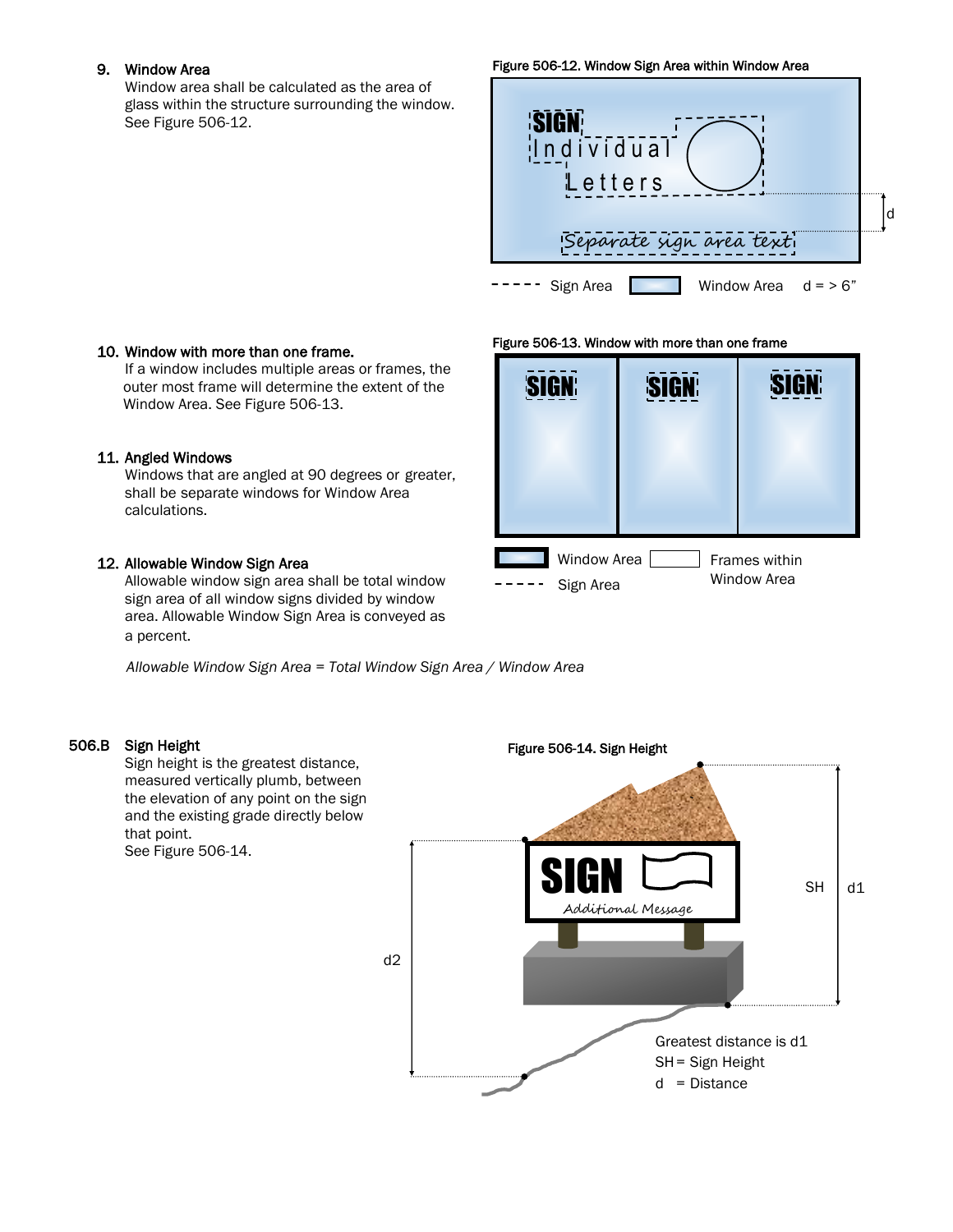9. **Window Area**
   Window area shall be calculated as the area of glass within the structure surrounding the window. See Figure 506-12.

**Figure 506-12. Window Sign Area within Window Area**

SIGN
Individual
Letters
Separate sign area text
d

Sign Area    Window Area    d = > 6"

10. **Window with more than one frame.**
    If a window includes multiple areas or frames, the outer most frame will determine the extent of the Window Area. See Figure 506-13.

**Figure 506-13. Window with more than one frame**

SIGN    SIGN    SIGN

Window Area    Frames within Window Area
Sign Area

11. **Angled Windows**
    Windows that are angled at 90 degrees or greater, shall be separate windows for Window Area calculations.

12. **Allowable Window Sign Area**
    Allowable window sign area shall be total window sign area of all window signs divided by window area. Allowable Window Sign Area is conveyed as a percent.

    *Allowable Window Sign Area = Total Window Sign Area / Window Area*

## 506.B Sign Height

Sign height is the greatest distance, measured vertically plumb, between the elevation of any point on the sign and the existing grade directly below that point.
See Figure 506-14.

**Figure 506-14. Sign Height**

SIGN
Additional Message
SH    d1
d2

Greatest distance is d1
SH = Sign Height
d = Distance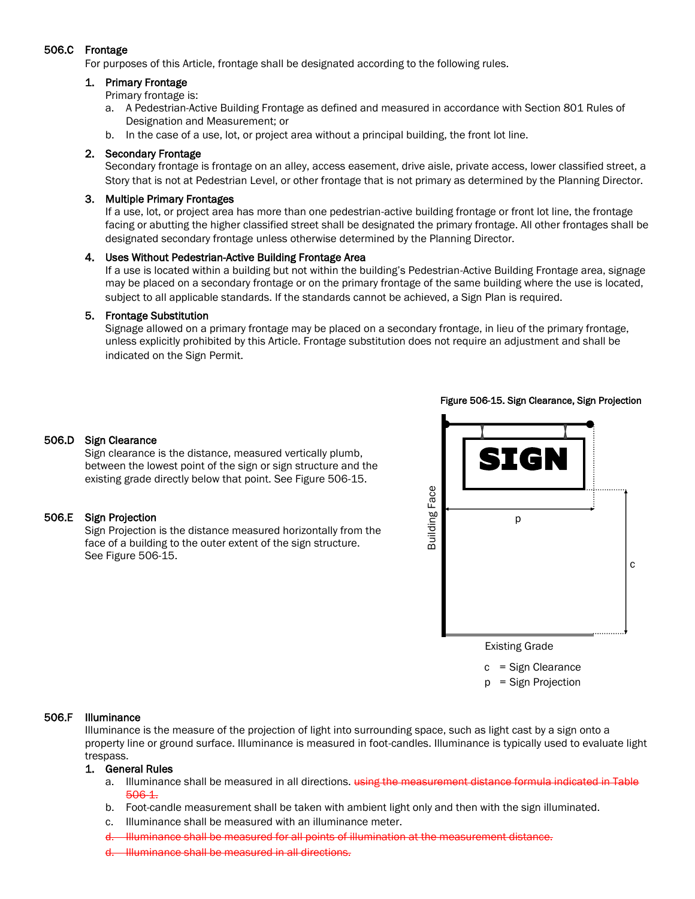### 506.C Frontage

For purposes of this Article, frontage shall be designated according to the following rules.

1. **Primary Frontage**
   Primary frontage is:
   a. A Pedestrian-Active Building Frontage as defined and measured in accordance with Section 801 Rules of Designation and Measurement; or
   b. In the case of a use, lot, or project area without a principal building, the front lot line.

2. **Secondary Frontage**
   Secondary frontage is frontage on an alley, access easement, drive aisle, private access, lower classified street, a Story that is not at Pedestrian Level, or other frontage that is not primary as determined by the Planning Director.

3. **Multiple Primary Frontages**
   If a use, lot, or project area has more than one pedestrian-active building frontage or front lot line, the frontage facing or abutting the higher classified street shall be designated the primary frontage. All other frontages shall be designated secondary frontage unless otherwise determined by the Planning Director.

4. **Uses Without Pedestrian-Active Building Frontage Area**
   If a use is located within a building but not within the building's Pedestrian-Active Building Frontage area, signage may be placed on a secondary frontage or on the primary frontage of the same building where the use is located, subject to all applicable standards. If the standards cannot be achieved, a Sign Plan is required.

5. **Frontage Substitution**
   Signage allowed on a primary frontage may be placed on a secondary frontage, in lieu of the primary frontage, unless explicitly prohibited by this Article. Frontage substitution does not require an adjustment and shall be indicated on the Sign Permit.

### 506.D Sign Clearance

Sign clearance is the distance, measured vertically plumb, between the lowest point of the sign or sign structure and the existing grade directly below that point. See Figure 506-15.

### 506.E Sign Projection

Sign Projection is the distance measured horizontally from the face of a building to the outer extent of the sign structure. See Figure 506-15.

**Figure 506-15. Sign Clearance, Sign Projection**

SIGN

Building Face

p

c

Existing Grade

c = Sign Clearance
p = Sign Projection

### 506.F Illuminance

Illuminance is the measure of the projection of light into surrounding space, such as light cast by a sign onto a property line or ground surface. Illuminance is measured in foot-candles. Illuminance is typically used to evaluate light trespass.

1. **General Rules**
   a. Illuminance shall be measured in all directions. ~~using the measurement distance formula indicated in Table 506-1.~~
   b. Foot-candle measurement shall be taken with ambient light only and then with the sign illuminated.
   c. Illuminance shall be measured with an illuminance meter.
   ~~d. Illuminance shall be measured for all points of illumination at the measurement distance.~~
   ~~d. Illuminance shall be measured in all directions.~~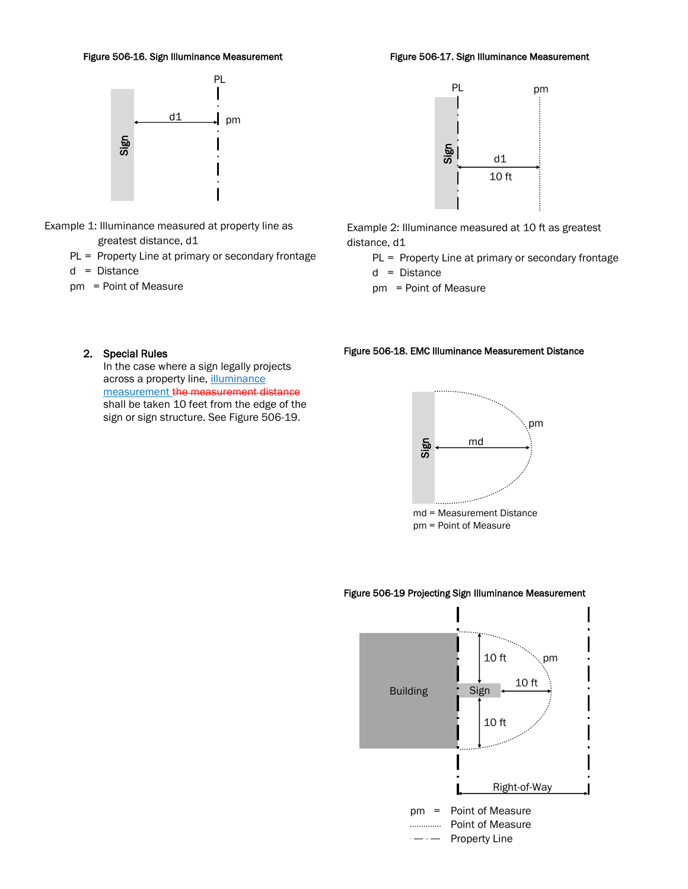**Figure 506-16. Sign Illuminance Measurement**

PL

d1

pm

Sign

Example 1: Illuminance measured at property line as greatest distance, d1

PL = Property Line at primary or secondary frontage

d = Distance

pm = Point of Measure

**Figure 506-17. Sign Illuminance Measurement**

PL

pm

Sign

d1

10 ft

Example 2: Illuminance measured at 10 ft as greatest distance, d1

PL = Property Line at primary or secondary frontage

d = Distance

pm = Point of Measure

2. **Special Rules**
   In the case where a sign legally projects across a property line, illuminance measurement ~~the measurement distance~~ shall be taken 10 feet from the edge of the sign or sign structure. See Figure 506-19.

**Figure 506-18. EMC Illuminance Measurement Distance**

Sign

md

pm

md = Measurement Distance

pm = Point of Measure

**Figure 506-19 Projecting Sign Illuminance Measurement**

Building

Sign

10 ft

10 ft

10 ft

pm

Right-of-Way

pm = Point of Measure

Point of Measure

Property Line